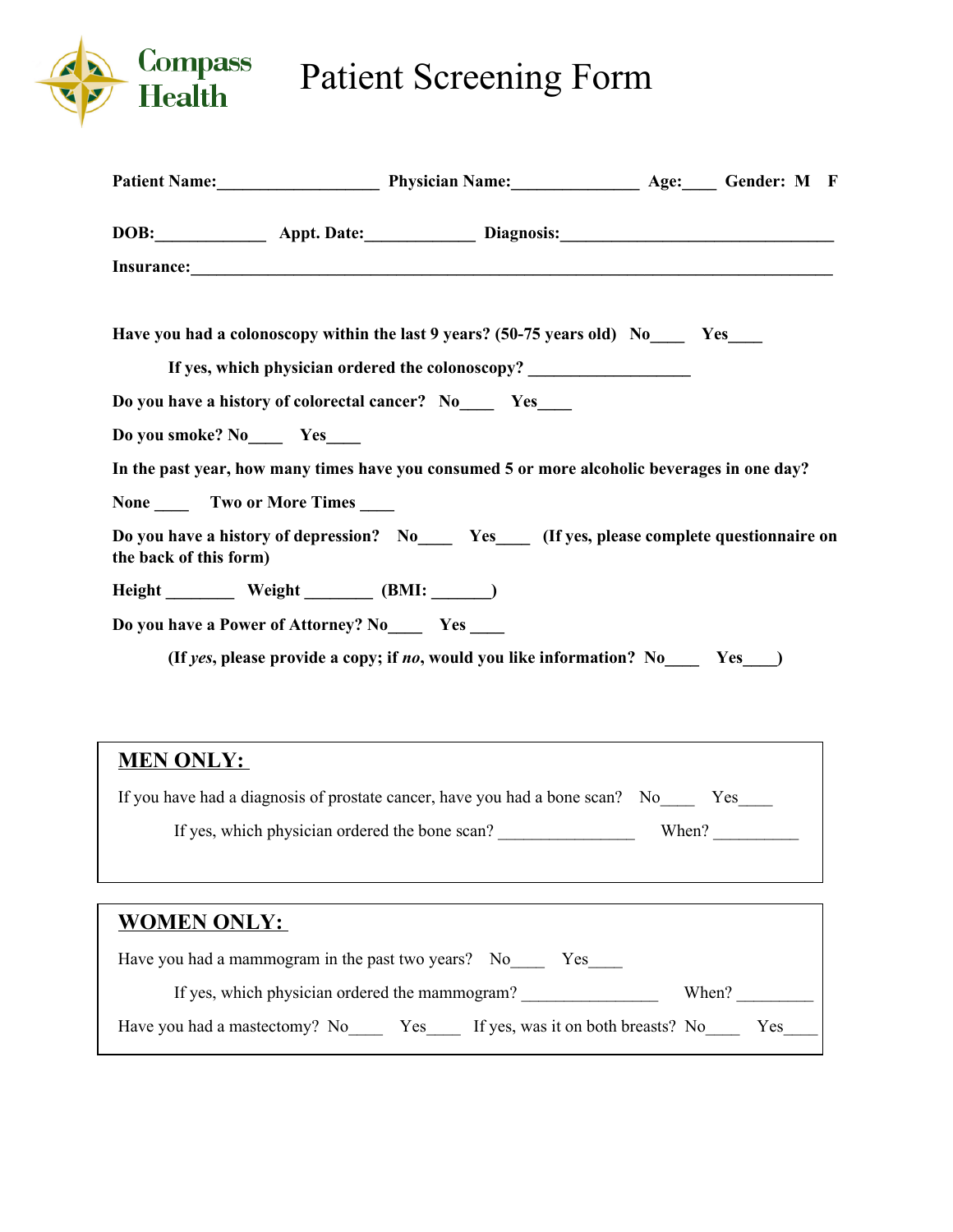Compass Health

# Patient Screening Form

**Patient Name:\_\_\_\_\_\_\_\_\_\_\_\_\_\_\_\_\_\_\_ Physician Name:\_\_\_\_\_\_\_\_\_\_\_\_\_\_\_ Age:\_\_\_\_ Gender: M F**

**DOB:\_\_\_\_\_\_\_\_\_\_\_\_\_ Appt. Date:\_\_\_\_\_\_\_\_\_\_\_\_\_ Diagnosis:\_\_\_\_\_\_\_\_\_\_\_\_\_\_\_\_\_\_\_\_\_\_\_\_\_\_\_\_\_\_\_\_**

**Insurance:\_\_\_\_\_\_\_\_\_\_\_\_\_\_\_\_\_\_\_\_\_\_\_\_\_\_\_\_\_\_\_\_\_\_\_\_\_\_\_\_\_\_\_\_\_\_\_\_\_\_\_\_\_\_\_\_\_\_\_\_\_\_\_\_\_\_\_\_\_\_\_\_\_\_\_\_\_\_**

**Have you had a colonoscopy within the last 9 years? (50-75 years old) No\_\_\_\_ Yes\_\_\_\_**

**If yes, which physician ordered the colonoscopy? \_\_\_\_\_\_\_\_\_\_\_\_\_\_\_\_\_\_\_**

**Do you have a history of colorectal cancer? No\_\_\_\_ Yes\_\_\_\_**

**Do you smoke? No\_\_\_\_ Yes\_\_\_\_**

**In the past year, how many times have you consumed 5 or more alcoholic beverages in one day?**

**None \_\_\_\_ Two or More Times \_\_\_\_**

**Do you have a history of depression? No\_\_\_\_ Yes\_\_\_\_ (If yes, please complete questionnaire on the back of this form)**

**Height \_\_\_\_\_\_\_\_ Weight \_\_\_\_\_\_\_\_ (BMI: \_\_\_\_\_\_\_)**

**Do you have a Power of Attorney? No\_\_\_\_ Yes \_\_\_\_**

**(If *yes*, please provide a copy; if *no*, would you like information? No\_\_\_\_ Yes\_\_\_\_)**

## MEN ONLY:

If you have had a diagnosis of prostate cancer, have you had a bone scan? No\_\_\_\_ Yes\_\_\_\_

If yes, which physician ordered the bone scan? \_\_\_\_\_\_\_\_\_\_\_\_\_\_\_\_ When? \_\_\_\_\_\_\_\_\_\_

## WOMEN ONLY:

Have you had a mammogram in the past two years? No\_\_\_\_ Yes\_\_\_\_

If yes, which physician ordered the mammogram? \_\_\_\_\_\_\_\_\_\_\_\_\_\_\_\_ When? \_\_\_\_\_\_\_\_\_

Have you had a mastectomy? No\_\_\_\_ Yes\_\_\_\_ If yes, was it on both breasts? No\_\_\_\_ Yes\_\_\_\_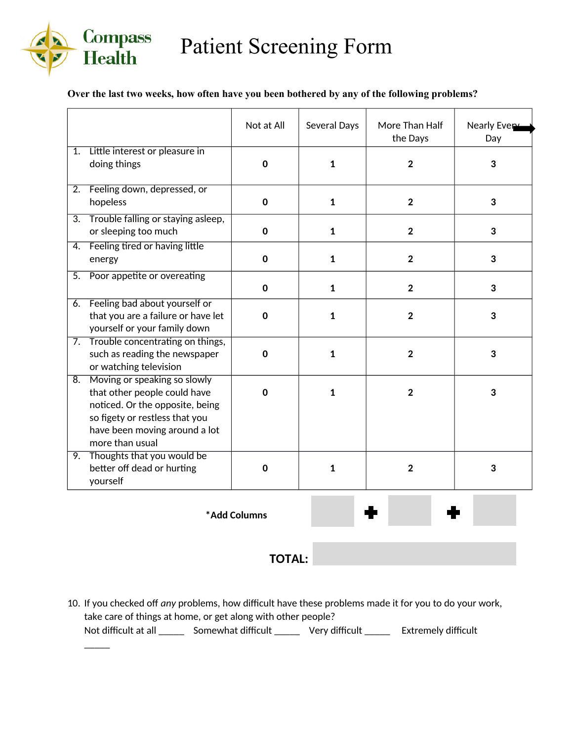Compass Health

# Patient Screening Form

**Over the last two weeks, how often have you been bothered by any of the following problems?**

| | Not at All | Several Days | More Than Half the Days | Nearly Every Day |
|---|---|---|---|---|
| 1. Little interest or pleasure in doing things | **0** | **1** | **2** | **3** |
| 2. Feeling down, depressed, or hopeless | **0** | **1** | **2** | **3** |
| 3. Trouble falling or staying asleep, or sleeping too much | **0** | **1** | **2** | **3** |
| 4. Feeling tired or having little energy | **0** | **1** | **2** | **3** |
| 5. Poor appetite or overeating | **0** | **1** | **2** | **3** |
| 6. Feeling bad about yourself or that you are a failure or have let yourself or your family down | **0** | **1** | **2** | **3** |
| 7. Trouble concentrating on things, such as reading the newspaper or watching television | **0** | **1** | **2** | **3** |
| 8. Moving or speaking so slowly that other people could have noticed. Or the opposite, being so figety or restless that you have been moving around a lot more than usual | **0** | **1** | **2** | **3** |
| 9. Thoughts that you would be better off dead or hurting yourself | **0** | **1** | **2** | **3** |

***Add Columns** ______ + ______ + ______

**TOTAL:** ______

10. If you checked off *any* problems, how difficult have these problems made it for you to do your work, take care of things at home, or get along with other people?
Not difficult at all _____ Somewhat difficult _____ Very difficult _____ Extremely difficult _____